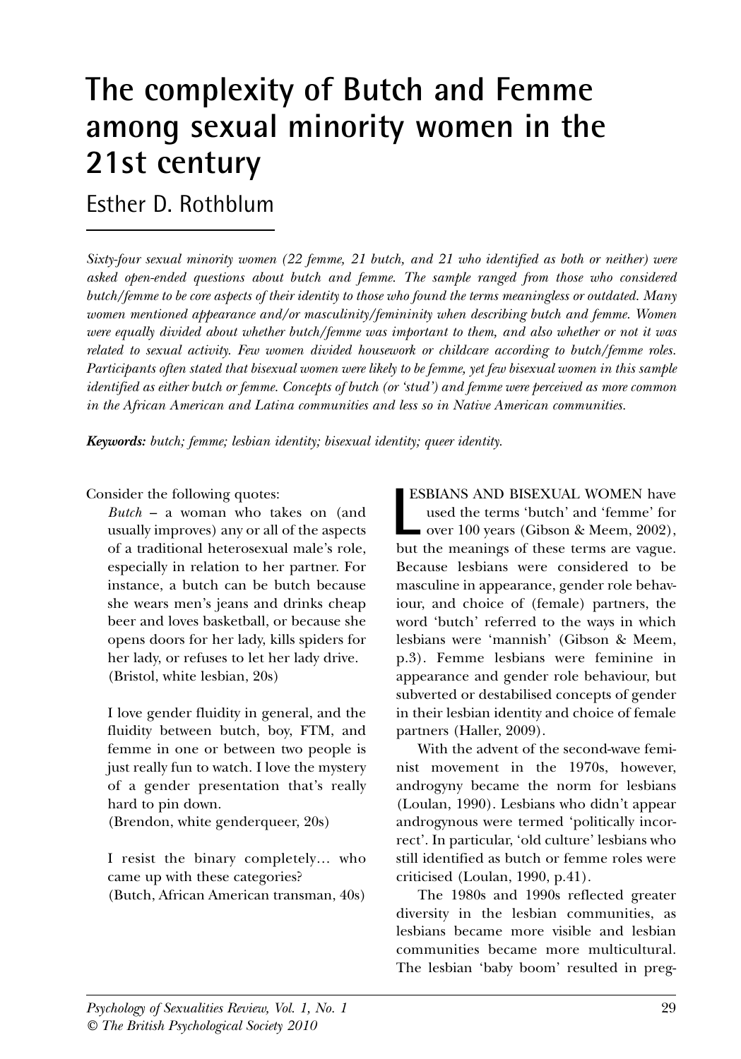# The complexity of Butch and Femme among sexual minority women in the 21st century

## Esther D. Rothblum

*Sixty-four sexual minority women (22 femme, 21 butch, and 21 who identified as both or neither) were asked open-ended questions about butch and femme. The sample ranged from those who considered butch/femme to be core aspects of their identity to those who found the terms meaningless or outdated. Many women mentioned appearance and/or masculinity/femininity when describing butch and femme. Women were equally divided about whether butch/femme was important to them, and also whether or not it was related to sexual activity. Few women divided housework or childcare according to butch/femme roles. Participants often stated that bisexual women were likely to be femme, yet few bisexual women in this sample identified as either butch or femme. Concepts of butch (or 'stud') and femme were perceived as more common in the African American and Latina communities and less so in Native American communities.*

***Keywords:*** *butch; femme; lesbian identity; bisexual identity; queer identity.*

Consider the following quotes:

> *Butch* – a woman who takes on (and usually improves) any or all of the aspects of a traditional heterosexual male's role, especially in relation to her partner. For instance, a butch can be butch because she wears men's jeans and drinks cheap beer and loves basketball, or because she opens doors for her lady, kills spiders for her lady, or refuses to let her lady drive.
> (Bristol, white lesbian, 20s)

> I love gender fluidity in general, and the fluidity between butch, boy, FTM, and femme in one or between two people is just really fun to watch. I love the mystery of a gender presentation that's really hard to pin down.
> (Brendon, white genderqueer, 20s)

> I resist the binary completely... who came up with these categories?
> (Butch, African American transman, 40s)

LESBIANS AND BISEXUAL WOMEN have used the terms 'butch' and 'femme' for over 100 years (Gibson & Meem, 2002), but the meanings of these terms are vague. Because lesbians were considered to be masculine in appearance, gender role behaviour, and choice of (female) partners, the word 'butch' referred to the ways in which lesbians were 'mannish' (Gibson & Meem, p.3). Femme lesbians were feminine in appearance and gender role behaviour, but subverted or destabilised concepts of gender in their lesbian identity and choice of female partners (Haller, 2009).

With the advent of the second-wave feminist movement in the 1970s, however, androgyny became the norm for lesbians (Loulan, 1990). Lesbians who didn't appear androgynous were termed 'politically incorrect'. In particular, 'old culture' lesbians who still identified as butch or femme roles were criticised (Loulan, 1990, p.41).

The 1980s and 1990s reflected greater diversity in the lesbian communities, as lesbians became more visible and lesbian communities became more multicultural. The lesbian 'baby boom' resulted in preg-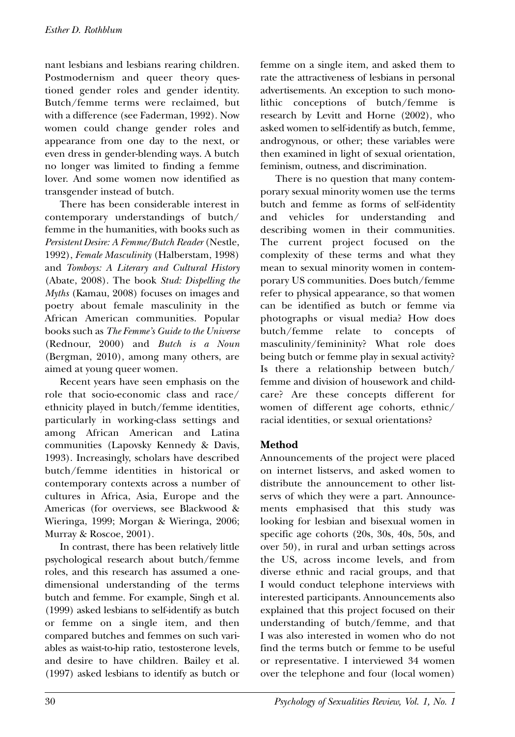nant lesbians and lesbians rearing children. Postmodernism and queer theory questioned gender roles and gender identity. Butch/femme terms were reclaimed, but with a difference (see Faderman, 1992). Now women could change gender roles and appearance from one day to the next, or even dress in gender-blending ways. A butch no longer was limited to finding a femme lover. And some women now identified as transgender instead of butch.

There has been considerable interest in contemporary understandings of butch/femme in the humanities, with books such as *Persistent Desire: A Femme/Butch Reader* (Nestle, 1992), *Female Masculinity* (Halberstam, 1998) and *Tomboys: A Literary and Cultural History* (Abate, 2008). The book *Stud: Dispelling the Myths* (Kamau, 2008) focuses on images and poetry about female masculinity in the African American communities. Popular books such as *The Femme's Guide to the Universe* (Rednour, 2000) and *Butch is a Noun* (Bergman, 2010), among many others, are aimed at young queer women.

Recent years have seen emphasis on the role that socio-economic class and race/ethnicity played in butch/femme identities, particularly in working-class settings and among African American and Latina communities (Lapovsky Kennedy & Davis, 1993). Increasingly, scholars have described butch/femme identities in historical or contemporary contexts across a number of cultures in Africa, Asia, Europe and the Americas (for overviews, see Blackwood & Wieringa, 1999; Morgan & Wieringa, 2006; Murray & Roscoe, 2001).

In contrast, there has been relatively little psychological research about butch/femme roles, and this research has assumed a one-dimensional understanding of the terms butch and femme. For example, Singh et al. (1999) asked lesbians to self-identify as butch or femme on a single item, and then compared butches and femmes on such variables as waist-to-hip ratio, testosterone levels, and desire to have children. Bailey et al. (1997) asked lesbians to identify as butch or femme on a single item, and asked them to rate the attractiveness of lesbians in personal advertisements. An exception to such monolithic conceptions of butch/femme is research by Levitt and Horne (2002), who asked women to self-identify as butch, femme, androgynous, or other; these variables were then examined in light of sexual orientation, feminism, outness, and discrimination.

There is no question that many contemporary sexual minority women use the terms butch and femme as forms of self-identity and vehicles for understanding and describing women in their communities. The current project focused on the complexity of these terms and what they mean to sexual minority women in contemporary US communities. Does butch/femme refer to physical appearance, so that women can be identified as butch or femme via photographs or visual media? How does butch/femme relate to concepts of masculinity/femininity? What role does being butch or femme play in sexual activity? Is there a relationship between butch/femme and division of housework and childcare? Are these concepts different for women of different age cohorts, ethnic/racial identities, or sexual orientations?

## Method

Announcements of the project were placed on internet listservs, and asked women to distribute the announcement to other listservs of which they were a part. Announcements emphasised that this study was looking for lesbian and bisexual women in specific age cohorts (20s, 30s, 40s, 50s, and over 50), in rural and urban settings across the US, across income levels, and from diverse ethnic and racial groups, and that I would conduct telephone interviews with interested participants. Announcements also explained that this project focused on their understanding of butch/femme, and that I was also interested in women who do not find the terms butch or femme to be useful or representative. I interviewed 34 women over the telephone and four (local women)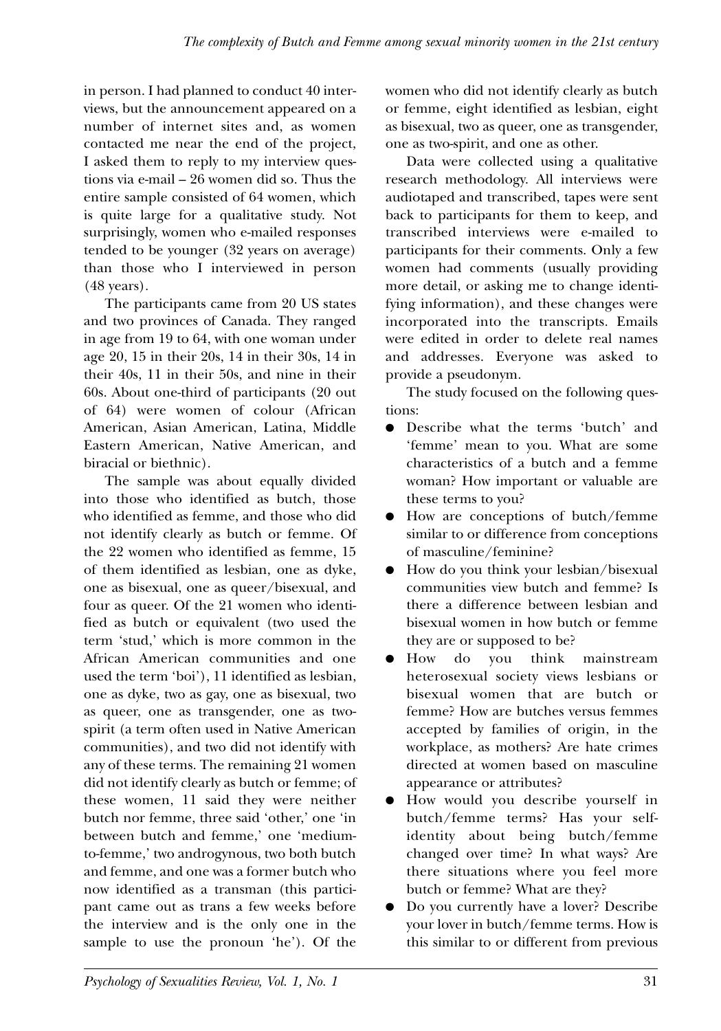in person. I had planned to conduct 40 interviews, but the announcement appeared on a number of internet sites and, as women contacted me near the end of the project, I asked them to reply to my interview questions via e-mail – 26 women did so. Thus the entire sample consisted of 64 women, which is quite large for a qualitative study. Not surprisingly, women who e-mailed responses tended to be younger (32 years on average) than those who I interviewed in person (48 years).

The participants came from 20 US states and two provinces of Canada. They ranged in age from 19 to 64, with one woman under age 20, 15 in their 20s, 14 in their 30s, 14 in their 40s, 11 in their 50s, and nine in their 60s. About one-third of participants (20 out of 64) were women of colour (African American, Asian American, Latina, Middle Eastern American, Native American, and biracial or biethnic).

The sample was about equally divided into those who identified as butch, those who identified as femme, and those who did not identify clearly as butch or femme. Of the 22 women who identified as femme, 15 of them identified as lesbian, one as dyke, one as bisexual, one as queer/bisexual, and four as queer. Of the 21 women who identified as butch or equivalent (two used the term 'stud,' which is more common in the African American communities and one used the term 'boi'), 11 identified as lesbian, one as dyke, two as gay, one as bisexual, two as queer, one as transgender, one as two-spirit (a term often used in Native American communities), and two did not identify with any of these terms. The remaining 21 women did not identify clearly as butch or femme; of these women, 11 said they were neither butch nor femme, three said 'other,' one 'in between butch and femme,' one 'medium-to-femme,' two androgynous, two both butch and femme, and one was a former butch who now identified as a transman (this participant came out as trans a few weeks before the interview and is the only one in the sample to use the pronoun 'he'). Of the women who did not identify clearly as butch or femme, eight identified as lesbian, eight as bisexual, two as queer, one as transgender, one as two-spirit, and one as other.

Data were collected using a qualitative research methodology. All interviews were audiotaped and transcribed, tapes were sent back to participants for them to keep, and transcribed interviews were e-mailed to participants for their comments. Only a few women had comments (usually providing more detail, or asking me to change identifying information), and these changes were incorporated into the transcripts. Emails were edited in order to delete real names and addresses. Everyone was asked to provide a pseudonym.

The study focused on the following questions:

- Describe what the terms 'butch' and 'femme' mean to you. What are some characteristics of a butch and a femme woman? How important or valuable are these terms to you?
- How are conceptions of butch/femme similar to or difference from conceptions of masculine/feminine?
- How do you think your lesbian/bisexual communities view butch and femme? Is there a difference between lesbian and bisexual women in how butch or femme they are or supposed to be?
- How do you think mainstream heterosexual society views lesbians or bisexual women that are butch or femme? How are butches versus femmes accepted by families of origin, in the workplace, as mothers? Are hate crimes directed at women based on masculine appearance or attributes?
- How would you describe yourself in butch/femme terms? Has your self-identity about being butch/femme changed over time? In what ways? Are there situations where you feel more butch or femme? What are they?
- Do you currently have a lover? Describe your lover in butch/femme terms. How is this similar to or different from previous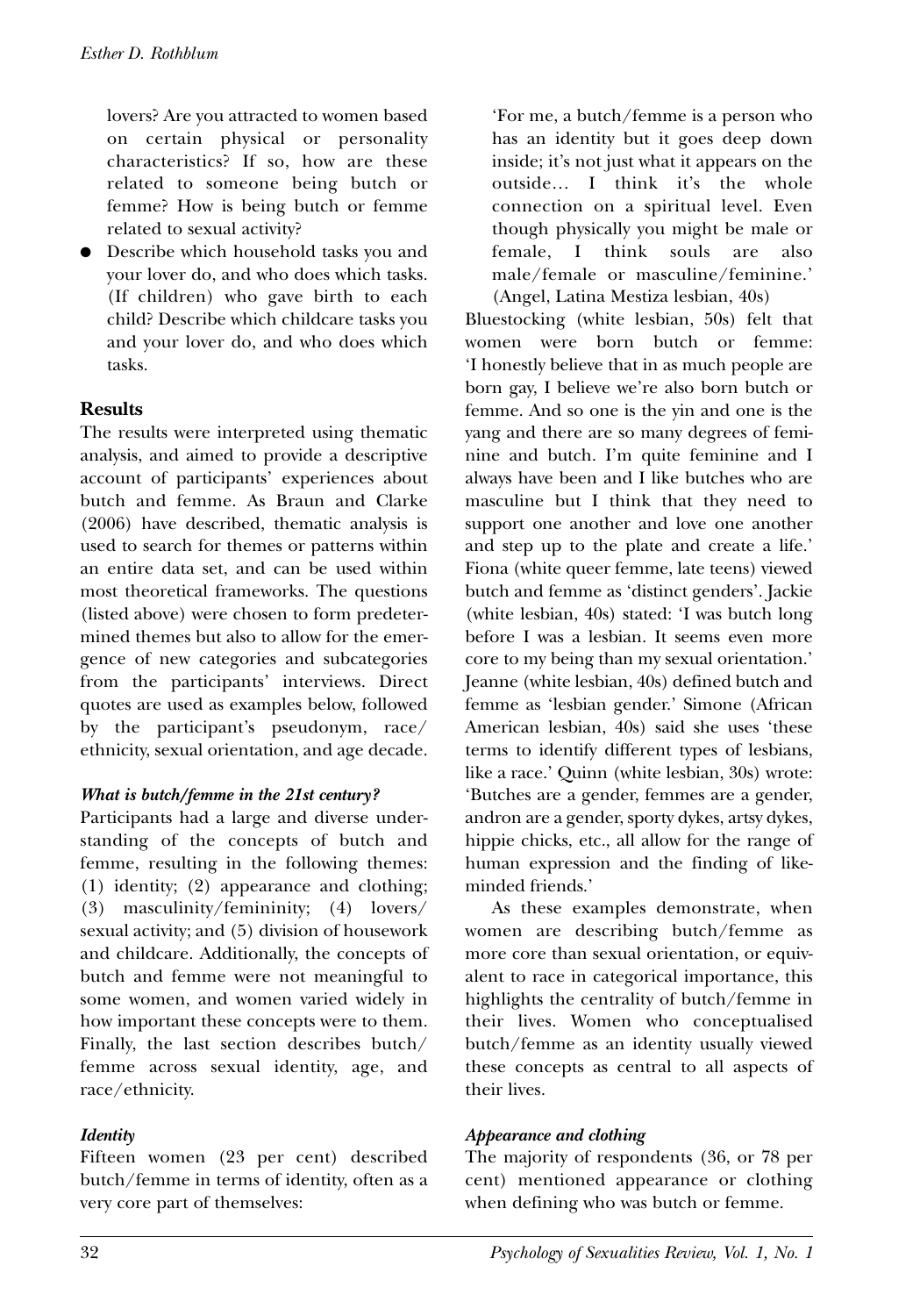lovers? Are you attracted to women based on certain physical or personality characteristics? If so, how are these related to someone being butch or femme? How is being butch or femme related to sexual activity?

- Describe which household tasks you and your lover do, and who does which tasks. (If children) who gave birth to each child? Describe which childcare tasks you and your lover do, and who does which tasks.

## Results

The results were interpreted using thematic analysis, and aimed to provide a descriptive account of participants' experiences about butch and femme. As Braun and Clarke (2006) have described, thematic analysis is used to search for themes or patterns within an entire data set, and can be used within most theoretical frameworks. The questions (listed above) were chosen to form predetermined themes but also to allow for the emergence of new categories and subcategories from the participants' interviews. Direct quotes are used as examples below, followed by the participant's pseudonym, race/ethnicity, sexual orientation, and age decade.

### *What is butch/femme in the 21st century?*

Participants had a large and diverse understanding of the concepts of butch and femme, resulting in the following themes: (1) identity; (2) appearance and clothing; (3) masculinity/femininity; (4) lovers/sexual activity; and (5) division of housework and childcare. Additionally, the concepts of butch and femme were not meaningful to some women, and women varied widely in how important these concepts were to them. Finally, the last section describes butch/femme across sexual identity, age, and race/ethnicity.

### *Identity*

Fifteen women (23 per cent) described butch/femme in terms of identity, often as a very core part of themselves:

> 'For me, a butch/femme is a person who has an identity but it goes deep down inside; it's not just what it appears on the outside… I think it's the whole connection on a spiritual level. Even though physically you might be male or female, I think souls are also male/female or masculine/feminine.' (Angel, Latina Mestiza lesbian, 40s)

Bluestocking (white lesbian, 50s) felt that women were born butch or femme: 'I honestly believe that in as much people are born gay, I believe we're also born butch or femme. And so one is the yin and one is the yang and there are so many degrees of feminine and butch. I'm quite feminine and I always have been and I like butches who are masculine but I think that they need to support one another and love one another and step up to the plate and create a life.' Fiona (white queer femme, late teens) viewed butch and femme as 'distinct genders'. Jackie (white lesbian, 40s) stated: 'I was butch long before I was a lesbian. It seems even more core to my being than my sexual orientation.' Jeanne (white lesbian, 40s) defined butch and femme as 'lesbian gender.' Simone (African American lesbian, 40s) said she uses 'these terms to identify different types of lesbians, like a race.' Quinn (white lesbian, 30s) wrote: 'Butches are a gender, femmes are a gender, andron are a gender, sporty dykes, artsy dykes, hippie chicks, etc., all allow for the range of human expression and the finding of like-minded friends.'

As these examples demonstrate, when women are describing butch/femme as more core than sexual orientation, or equivalent to race in categorical importance, this highlights the centrality of butch/femme in their lives. Women who conceptualised butch/femme as an identity usually viewed these concepts as central to all aspects of their lives.

### *Appearance and clothing*

The majority of respondents (36, or 78 per cent) mentioned appearance or clothing when defining who was butch or femme.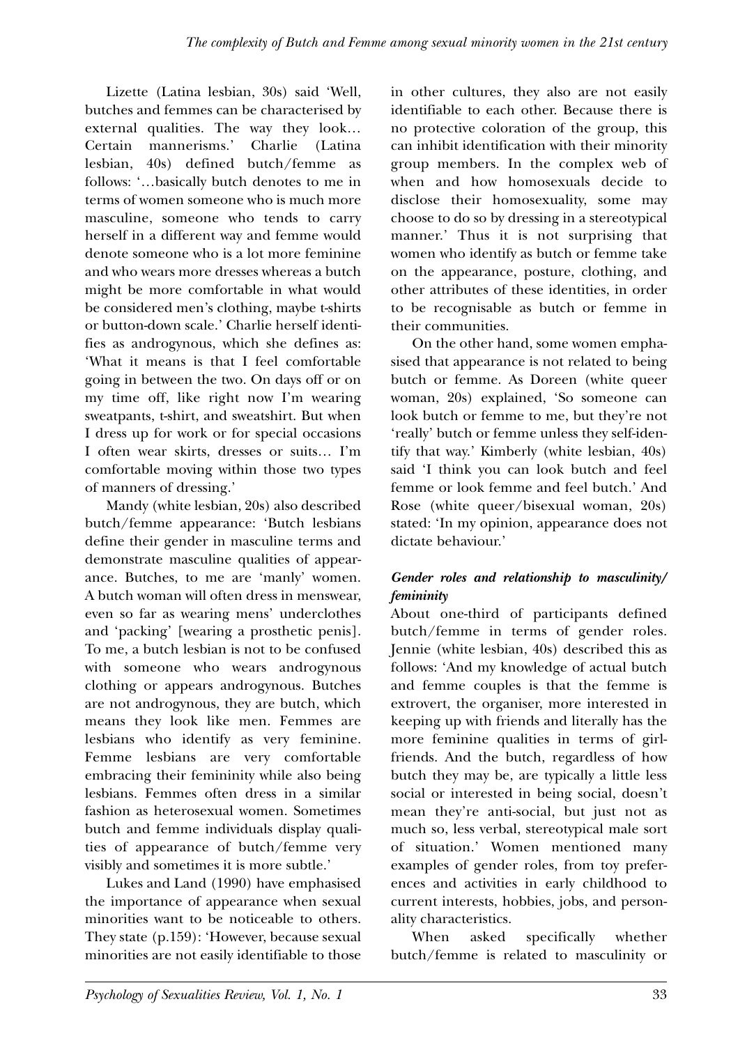Lizette (Latina lesbian, 30s) said 'Well, butches and femmes can be characterised by external qualities. The way they look… Certain mannerisms.' Charlie (Latina lesbian, 40s) defined butch/femme as follows: '…basically butch denotes to me in terms of women someone who is much more masculine, someone who tends to carry herself in a different way and femme would denote someone who is a lot more feminine and who wears more dresses whereas a butch might be more comfortable in what would be considered men's clothing, maybe t-shirts or button-down scale.' Charlie herself identifies as androgynous, which she defines as: 'What it means is that I feel comfortable going in between the two. On days off or on my time off, like right now I'm wearing sweatpants, t-shirt, and sweatshirt. But when I dress up for work or for special occasions I often wear skirts, dresses or suits… I'm comfortable moving within those two types of manners of dressing.'

Mandy (white lesbian, 20s) also described butch/femme appearance: 'Butch lesbians define their gender in masculine terms and demonstrate masculine qualities of appearance. Butches, to me are 'manly' women. A butch woman will often dress in menswear, even so far as wearing mens' underclothes and 'packing' [wearing a prosthetic penis]. To me, a butch lesbian is not to be confused with someone who wears androgynous clothing or appears androgynous. Butches are not androgynous, they are butch, which means they look like men. Femmes are lesbians who identify as very feminine. Femme lesbians are very comfortable embracing their femininity while also being lesbians. Femmes often dress in a similar fashion as heterosexual women. Sometimes butch and femme individuals display qualities of appearance of butch/femme very visibly and sometimes it is more subtle.'

Lukes and Land (1990) have emphasised the importance of appearance when sexual minorities want to be noticeable to others. They state (p.159): 'However, because sexual minorities are not easily identifiable to those in other cultures, they also are not easily identifiable to each other. Because there is no protective coloration of the group, this can inhibit identification with their minority group members. In the complex web of when and how homosexuals decide to disclose their homosexuality, some may choose to do so by dressing in a stereotypical manner.' Thus it is not surprising that women who identify as butch or femme take on the appearance, posture, clothing, and other attributes of these identities, in order to be recognisable as butch or femme in their communities.

On the other hand, some women emphasised that appearance is not related to being butch or femme. As Doreen (white queer woman, 20s) explained, 'So someone can look butch or femme to me, but they're not 'really' butch or femme unless they self-identify that way.' Kimberly (white lesbian, 40s) said 'I think you can look butch and feel femme or look femme and feel butch.' And Rose (white queer/bisexual woman, 20s) stated: 'In my opinion, appearance does not dictate behaviour.'

### *Gender roles and relationship to masculinity/femininity*

About one-third of participants defined butch/femme in terms of gender roles. Jennie (white lesbian, 40s) described this as follows: 'And my knowledge of actual butch and femme couples is that the femme is extrovert, the organiser, more interested in keeping up with friends and literally has the more feminine qualities in terms of girlfriends. And the butch, regardless of how butch they may be, are typically a little less social or interested in being social, doesn't mean they're anti-social, but just not as much so, less verbal, stereotypical male sort of situation.' Women mentioned many examples of gender roles, from toy preferences and activities in early childhood to current interests, hobbies, jobs, and personality characteristics.

When asked specifically whether butch/femme is related to masculinity or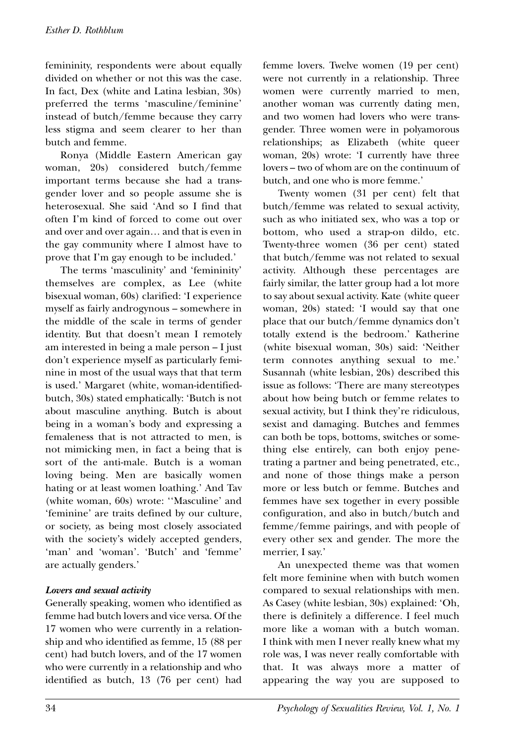femininity, respondents were about equally divided on whether or not this was the case. In fact, Dex (white and Latina lesbian, 30s) preferred the terms 'masculine/feminine' instead of butch/femme because they carry less stigma and seem clearer to her than butch and femme.

Ronya (Middle Eastern American gay woman, 20s) considered butch/femme important terms because she had a transgender lover and so people assume she is heterosexual. She said 'And so I find that often I'm kind of forced to come out over and over and over again… and that is even in the gay community where I almost have to prove that I'm gay enough to be included.'

The terms 'masculinity' and 'femininity' themselves are complex, as Lee (white bisexual woman, 60s) clarified: 'I experience myself as fairly androgynous – somewhere in the middle of the scale in terms of gender identity. But that doesn't mean I remotely am interested in being a male person – I just don't experience myself as particularly feminine in most of the usual ways that that term is used.' Margaret (white, woman-identified-butch, 30s) stated emphatically: 'Butch is not about masculine anything. Butch is about being in a woman's body and expressing a femaleness that is not attracted to men, is not mimicking men, in fact a being that is sort of the anti-male. Butch is a woman loving being. Men are basically women hating or at least women loathing.' And Tav (white woman, 60s) wrote: ''Masculine' and 'feminine' are traits defined by our culture, or society, as being most closely associated with the society's widely accepted genders, 'man' and 'woman'. 'Butch' and 'femme' are actually genders.'

### *Lovers and sexual activity*

Generally speaking, women who identified as femme had butch lovers and vice versa. Of the 17 women who were currently in a relationship and who identified as femme, 15 (88 per cent) had butch lovers, and of the 17 women who were currently in a relationship and who identified as butch, 13 (76 per cent) had femme lovers. Twelve women (19 per cent) were not currently in a relationship. Three women were currently married to men, another woman was currently dating men, and two women had lovers who were transgender. Three women were in polyamorous relationships; as Elizabeth (white queer woman, 20s) wrote: 'I currently have three lovers – two of whom are on the continuum of butch, and one who is more femme.'

Twenty women (31 per cent) felt that butch/femme was related to sexual activity, such as who initiated sex, who was a top or bottom, who used a strap-on dildo, etc. Twenty-three women (36 per cent) stated that butch/femme was not related to sexual activity. Although these percentages are fairly similar, the latter group had a lot more to say about sexual activity. Kate (white queer woman, 20s) stated: 'I would say that one place that our butch/femme dynamics don't totally extend is the bedroom.' Katherine (white bisexual woman, 30s) said: 'Neither term connotes anything sexual to me.' Susannah (white lesbian, 20s) described this issue as follows: 'There are many stereotypes about how being butch or femme relates to sexual activity, but I think they're ridiculous, sexist and damaging. Butches and femmes can both be tops, bottoms, switches or something else entirely, can both enjoy penetrating a partner and being penetrated, etc., and none of those things make a person more or less butch or femme. Butches and femmes have sex together in every possible configuration, and also in butch/butch and femme/femme pairings, and with people of every other sex and gender. The more the merrier, I say.'

An unexpected theme was that women felt more feminine when with butch women compared to sexual relationships with men. As Casey (white lesbian, 30s) explained: 'Oh, there is definitely a difference. I feel much more like a woman with a butch woman. I think with men I never really knew what my role was, I was never really comfortable with that. It was always more a matter of appearing the way you are supposed to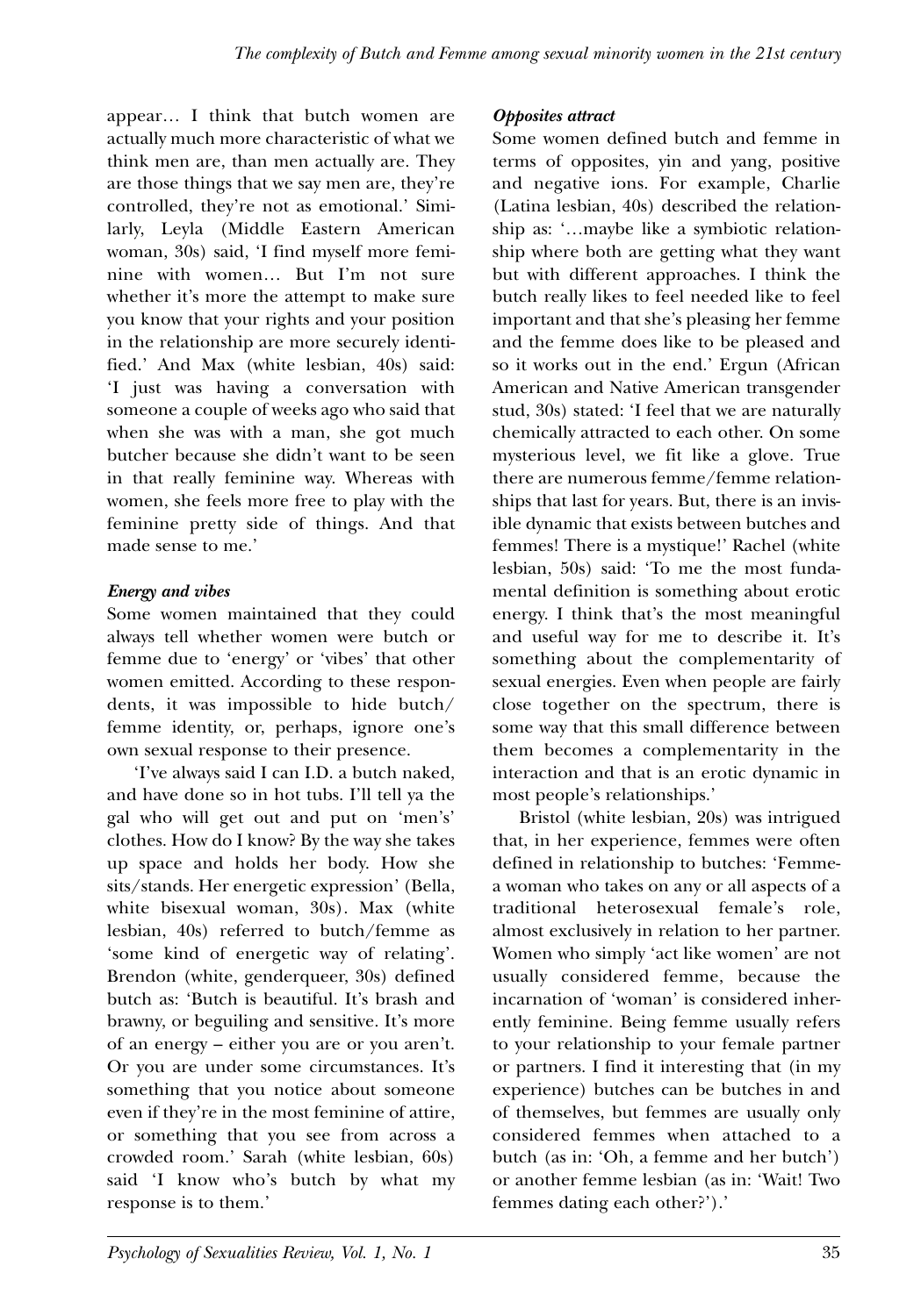appear… I think that butch women are actually much more characteristic of what we think men are, than men actually are. They are those things that we say men are, they're controlled, they're not as emotional.' Similarly, Leyla (Middle Eastern American woman, 30s) said, 'I find myself more feminine with women… But I'm not sure whether it's more the attempt to make sure you know that your rights and your position in the relationship are more securely identified.' And Max (white lesbian, 40s) said: 'I just was having a conversation with someone a couple of weeks ago who said that when she was with a man, she got much butcher because she didn't want to be seen in that really feminine way. Whereas with women, she feels more free to play with the feminine pretty side of things. And that made sense to me.'

### *Energy and vibes*

Some women maintained that they could always tell whether women were butch or femme due to 'energy' or 'vibes' that other women emitted. According to these respondents, it was impossible to hide butch/femme identity, or, perhaps, ignore one's own sexual response to their presence.

'I've always said I can I.D. a butch naked, and have done so in hot tubs. I'll tell ya the gal who will get out and put on 'men's' clothes. How do I know? By the way she takes up space and holds her body. How she sits/stands. Her energetic expression' (Bella, white bisexual woman, 30s). Max (white lesbian, 40s) referred to butch/femme as 'some kind of energetic way of relating'. Brendon (white, genderqueer, 30s) defined butch as: 'Butch is beautiful. It's brash and brawny, or beguiling and sensitive. It's more of an energy – either you are or you aren't. Or you are under some circumstances. It's something that you notice about someone even if they're in the most feminine of attire, or something that you see from across a crowded room.' Sarah (white lesbian, 60s) said 'I know who's butch by what my response is to them.'

### *Opposites attract*

Some women defined butch and femme in terms of opposites, yin and yang, positive and negative ions. For example, Charlie (Latina lesbian, 40s) described the relationship as: '…maybe like a symbiotic relationship where both are getting what they want but with different approaches. I think the butch really likes to feel needed like to feel important and that she's pleasing her femme and the femme does like to be pleased and so it works out in the end.' Ergun (African American and Native American transgender stud, 30s) stated: 'I feel that we are naturally chemically attracted to each other. On some mysterious level, we fit like a glove. True there are numerous femme/femme relationships that last for years. But, there is an invisible dynamic that exists between butches and femmes! There is a mystique!' Rachel (white lesbian, 50s) said: 'To me the most fundamental definition is something about erotic energy. I think that's the most meaningful and useful way for me to describe it. It's something about the complementarity of sexual energies. Even when people are fairly close together on the spectrum, there is some way that this small difference between them becomes a complementarity in the interaction and that is an erotic dynamic in most people's relationships.'

Bristol (white lesbian, 20s) was intrigued that, in her experience, femmes were often defined in relationship to butches: 'Femme-a woman who takes on any or all aspects of a traditional heterosexual female's role, almost exclusively in relation to her partner. Women who simply 'act like women' are not usually considered femme, because the incarnation of 'woman' is considered inherently feminine. Being femme usually refers to your relationship to your female partner or partners. I find it interesting that (in my experience) butches can be butches in and of themselves, but femmes are usually only considered femmes when attached to a butch (as in: 'Oh, a femme and her butch') or another femme lesbian (as in: 'Wait! Two femmes dating each other?').'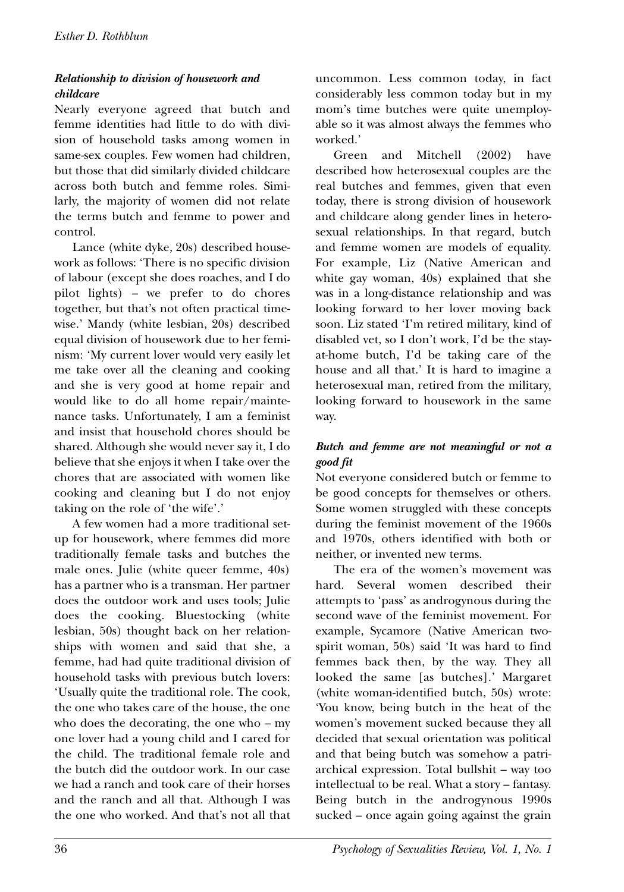### *Relationship to division of housework and childcare*

Nearly everyone agreed that butch and femme identities had little to do with division of household tasks among women in same-sex couples. Few women had children, but those that did similarly divided childcare across both butch and femme roles. Similarly, the majority of women did not relate the terms butch and femme to power and control.

Lance (white dyke, 20s) described housework as follows: 'There is no specific division of labour (except she does roaches, and I do pilot lights) – we prefer to do chores together, but that's not often practical time-wise.' Mandy (white lesbian, 20s) described equal division of housework due to her feminism: 'My current lover would very easily let me take over all the cleaning and cooking and she is very good at home repair and would like to do all home repair/maintenance tasks. Unfortunately, I am a feminist and insist that household chores should be shared. Although she would never say it, I do believe that she enjoys it when I take over the chores that are associated with women like cooking and cleaning but I do not enjoy taking on the role of 'the wife'.'

A few women had a more traditional set-up for housework, where femmes did more traditionally female tasks and butches the male ones. Julie (white queer femme, 40s) has a partner who is a transman. Her partner does the outdoor work and uses tools; Julie does the cooking. Bluestocking (white lesbian, 50s) thought back on her relationships with women and said that she, a femme, had had quite traditional division of household tasks with previous butch lovers: 'Usually quite the traditional role. The cook, the one who takes care of the house, the one who does the decorating, the one who – my one lover had a young child and I cared for the child. The traditional female role and the butch did the outdoor work. In our case we had a ranch and took care of their horses and the ranch and all that. Although I was the one who worked. And that's not all that uncommon. Less common today, in fact considerably less common today but in my mom's time butches were quite unemployable so it was almost always the femmes who worked.'

Green and Mitchell (2002) have described how heterosexual couples are the real butches and femmes, given that even today, there is strong division of housework and childcare along gender lines in heterosexual relationships. In that regard, butch and femme women are models of equality. For example, Liz (Native American and white gay woman, 40s) explained that she was in a long-distance relationship and was looking forward to her lover moving back soon. Liz stated 'I'm retired military, kind of disabled vet, so I don't work, I'd be the stay-at-home butch, I'd be taking care of the house and all that.' It is hard to imagine a heterosexual man, retired from the military, looking forward to housework in the same way.

### *Butch and femme are not meaningful or not a good fit*

Not everyone considered butch or femme to be good concepts for themselves or others. Some women struggled with these concepts during the feminist movement of the 1960s and 1970s, others identified with both or neither, or invented new terms.

The era of the women's movement was hard. Several women described their attempts to 'pass' as androgynous during the second wave of the feminist movement. For example, Sycamore (Native American two-spirit woman, 50s) said 'It was hard to find femmes back then, by the way. They all looked the same [as butches].' Margaret (white woman-identified butch, 50s) wrote: 'You know, being butch in the heat of the women's movement sucked because they all decided that sexual orientation was political and that being butch was somehow a patriarchical expression. Total bullshit – way too intellectual to be real. What a story – fantasy. Being butch in the androgynous 1990s sucked – once again going against the grain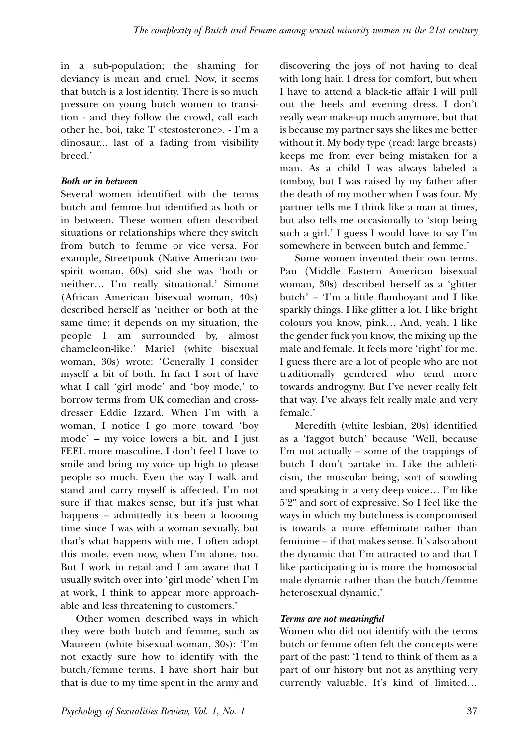in a sub-population; the shaming for deviancy is mean and cruel. Now, it seems that butch is a lost identity. There is so much pressure on young butch women to transition - and they follow the crowd, call each other he, boi, take T <testosterone>. - I'm a dinosaur... last of a fading from visibility breed.'

### *Both or in between*

Several women identified with the terms butch and femme but identified as both or in between. These women often described situations or relationships where they switch from butch to femme or vice versa. For example, Streetpunk (Native American two-spirit woman, 60s) said she was 'both or neither… I'm really situational.' Simone (African American bisexual woman, 40s) described herself as 'neither or both at the same time; it depends on my situation, the people I am surrounded by, almost chameleon-like.' Mariel (white bisexual woman, 30s) wrote: 'Generally I consider myself a bit of both. In fact I sort of have what I call 'girl mode' and 'boy mode,' to borrow terms from UK comedian and cross-dresser Eddie Izzard. When I'm with a woman, I notice I go more toward 'boy mode' – my voice lowers a bit, and I just FEEL more masculine. I don't feel I have to smile and bring my voice up high to please people so much. Even the way I walk and stand and carry myself is affected. I'm not sure if that makes sense, but it's just what happens – admittedly it's been a loooong time since I was with a woman sexually, but that's what happens with me. I often adopt this mode, even now, when I'm alone, too. But I work in retail and I am aware that I usually switch over into 'girl mode' when I'm at work, I think to appear more approachable and less threatening to customers.'

Other women described ways in which they were both butch and femme, such as Maureen (white bisexual woman, 30s): 'I'm not exactly sure how to identify with the butch/femme terms. I have short hair but that is due to my time spent in the army and discovering the joys of not having to deal with long hair. I dress for comfort, but when I have to attend a black-tie affair I will pull out the heels and evening dress. I don't really wear make-up much anymore, but that is because my partner says she likes me better without it. My body type (read: large breasts) keeps me from ever being mistaken for a man. As a child I was always labeled a tomboy, but I was raised by my father after the death of my mother when I was four. My partner tells me I think like a man at times, but also tells me occasionally to 'stop being such a girl.' I guess I would have to say I'm somewhere in between butch and femme.'

Some women invented their own terms. Pan (Middle Eastern American bisexual woman, 30s) described herself as a 'glitter butch' – 'I'm a little flamboyant and I like sparkly things. I like glitter a lot. I like bright colours you know, pink… And, yeah, I like the gender fuck you know, the mixing up the male and female. It feels more 'right' for me. I guess there are a lot of people who are not traditionally gendered who tend more towards androgyny. But I've never really felt that way. I've always felt really male and very female.'

Meredith (white lesbian, 20s) identified as a 'faggot butch' because 'Well, because I'm not actually – some of the trappings of butch I don't partake in. Like the athleticism, the muscular being, sort of scowling and speaking in a very deep voice… I'm like 5'2" and sort of expressive. So I feel like the ways in which my butchness is compromised is towards a more effeminate rather than feminine – if that makes sense. It's also about the dynamic that I'm attracted to and that I like participating in is more the homosocial male dynamic rather than the butch/femme heterosexual dynamic.'

### *Terms are not meaningful*

Women who did not identify with the terms butch or femme often felt the concepts were part of the past: 'I tend to think of them as a part of our history but not as anything very currently valuable. It's kind of limited…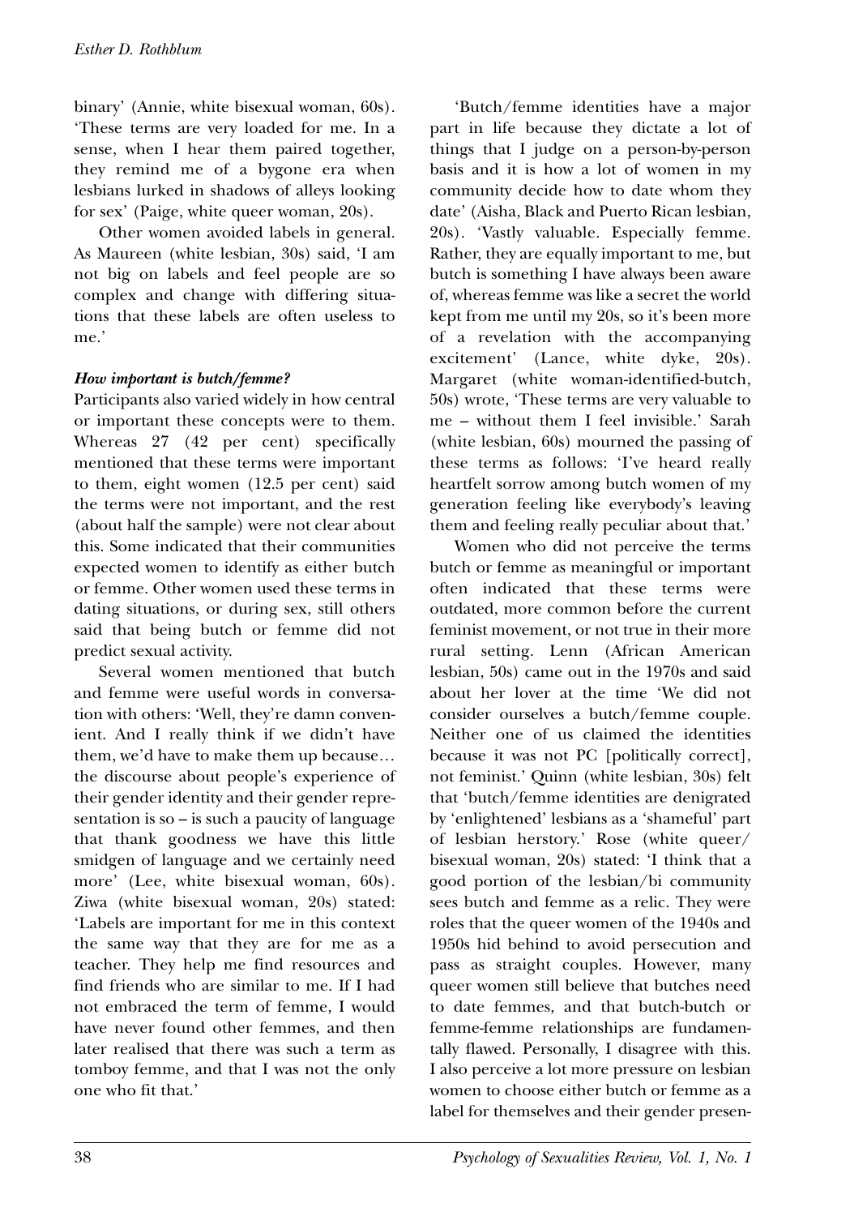binary' (Annie, white bisexual woman, 60s). 'These terms are very loaded for me. In a sense, when I hear them paired together, they remind me of a bygone era when lesbians lurked in shadows of alleys looking for sex' (Paige, white queer woman, 20s).

Other women avoided labels in general. As Maureen (white lesbian, 30s) said, 'I am not big on labels and feel people are so complex and change with differing situations that these labels are often useless to me.'

### *How important is butch/femme?*

Participants also varied widely in how central or important these concepts were to them. Whereas 27 (42 per cent) specifically mentioned that these terms were important to them, eight women (12.5 per cent) said the terms were not important, and the rest (about half the sample) were not clear about this. Some indicated that their communities expected women to identify as either butch or femme. Other women used these terms in dating situations, or during sex, still others said that being butch or femme did not predict sexual activity.

Several women mentioned that butch and femme were useful words in conversation with others: 'Well, they're damn convenient. And I really think if we didn't have them, we'd have to make them up because… the discourse about people's experience of their gender identity and their gender representation is so – is such a paucity of language that thank goodness we have this little smidgen of language and we certainly need more' (Lee, white bisexual woman, 60s). Ziwa (white bisexual woman, 20s) stated: 'Labels are important for me in this context the same way that they are for me as a teacher. They help me find resources and find friends who are similar to me. If I had not embraced the term of femme, I would have never found other femmes, and then later realised that there was such a term as tomboy femme, and that I was not the only one who fit that.'

'Butch/femme identities have a major part in life because they dictate a lot of things that I judge on a person-by-person basis and it is how a lot of women in my community decide how to date whom they date' (Aisha, Black and Puerto Rican lesbian, 20s). 'Vastly valuable. Especially femme. Rather, they are equally important to me, but butch is something I have always been aware of, whereas femme was like a secret the world kept from me until my 20s, so it's been more of a revelation with the accompanying excitement' (Lance, white dyke, 20s). Margaret (white woman-identified-butch, 50s) wrote, 'These terms are very valuable to me – without them I feel invisible.' Sarah (white lesbian, 60s) mourned the passing of these terms as follows: 'I've heard really heartfelt sorrow among butch women of my generation feeling like everybody's leaving them and feeling really peculiar about that.'

Women who did not perceive the terms butch or femme as meaningful or important often indicated that these terms were outdated, more common before the current feminist movement, or not true in their more rural setting. Lenn (African American lesbian, 50s) came out in the 1970s and said about her lover at the time 'We did not consider ourselves a butch/femme couple. Neither one of us claimed the identities because it was not PC [politically correct], not feminist.' Quinn (white lesbian, 30s) felt that 'butch/femme identities are denigrated by 'enlightened' lesbians as a 'shameful' part of lesbian herstory.' Rose (white queer/bisexual woman, 20s) stated: 'I think that a good portion of the lesbian/bi community sees butch and femme as a relic. They were roles that the queer women of the 1940s and 1950s hid behind to avoid persecution and pass as straight couples. However, many queer women still believe that butches need to date femmes, and that butch-butch or femme-femme relationships are fundamentally flawed. Personally, I disagree with this. I also perceive a lot more pressure on lesbian women to choose either butch or femme as a label for themselves and their gender presen-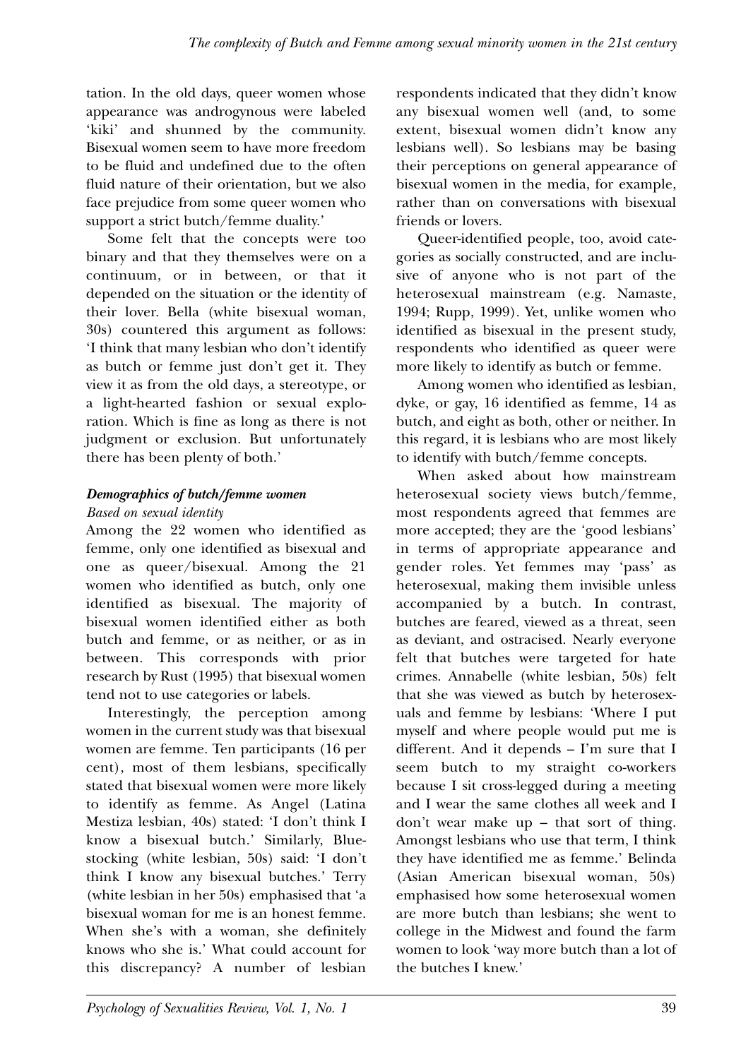tation. In the old days, queer women whose appearance was androgynous were labeled 'kiki' and shunned by the community. Bisexual women seem to have more freedom to be fluid and undefined due to the often fluid nature of their orientation, but we also face prejudice from some queer women who support a strict butch/femme duality.'

Some felt that the concepts were too binary and that they themselves were on a continuum, or in between, or that it depended on the situation or the identity of their lover. Bella (white bisexual woman, 30s) countered this argument as follows: 'I think that many lesbian who don't identify as butch or femme just don't get it. They view it as from the old days, a stereotype, or a light-hearted fashion or sexual exploration. Which is fine as long as there is not judgment or exclusion. But unfortunately there has been plenty of both.'

### *Demographics of butch/femme women*

*Based on sexual identity*

Among the 22 women who identified as femme, only one identified as bisexual and one as queer/bisexual. Among the 21 women who identified as butch, only one identified as bisexual. The majority of bisexual women identified either as both butch and femme, or as neither, or as in between. This corresponds with prior research by Rust (1995) that bisexual women tend not to use categories or labels.

Interestingly, the perception among women in the current study was that bisexual women are femme. Ten participants (16 per cent), most of them lesbians, specifically stated that bisexual women were more likely to identify as femme. As Angel (Latina Mestiza lesbian, 40s) stated: 'I don't think I know a bisexual butch.' Similarly, Bluestocking (white lesbian, 50s) said: 'I don't think I know any bisexual butches.' Terry (white lesbian in her 50s) emphasised that 'a bisexual woman for me is an honest femme. When she's with a woman, she definitely knows who she is.' What could account for this discrepancy? A number of lesbian respondents indicated that they didn't know any bisexual women well (and, to some extent, bisexual women didn't know any lesbians well). So lesbians may be basing their perceptions on general appearance of bisexual women in the media, for example, rather than on conversations with bisexual friends or lovers.

Queer-identified people, too, avoid categories as socially constructed, and are inclusive of anyone who is not part of the heterosexual mainstream (e.g. Namaste, 1994; Rupp, 1999). Yet, unlike women who identified as bisexual in the present study, respondents who identified as queer were more likely to identify as butch or femme.

Among women who identified as lesbian, dyke, or gay, 16 identified as femme, 14 as butch, and eight as both, other or neither. In this regard, it is lesbians who are most likely to identify with butch/femme concepts.

When asked about how mainstream heterosexual society views butch/femme, most respondents agreed that femmes are more accepted; they are the 'good lesbians' in terms of appropriate appearance and gender roles. Yet femmes may 'pass' as heterosexual, making them invisible unless accompanied by a butch. In contrast, butches are feared, viewed as a threat, seen as deviant, and ostracised. Nearly everyone felt that butches were targeted for hate crimes. Annabelle (white lesbian, 50s) felt that she was viewed as butch by heterosexuals and femme by lesbians: 'Where I put myself and where people would put me is different. And it depends – I'm sure that I seem butch to my straight co-workers because I sit cross-legged during a meeting and I wear the same clothes all week and I don't wear make up – that sort of thing. Amongst lesbians who use that term, I think they have identified me as femme.' Belinda (Asian American bisexual woman, 50s) emphasised how some heterosexual women are more butch than lesbians; she went to college in the Midwest and found the farm women to look 'way more butch than a lot of the butches I knew.'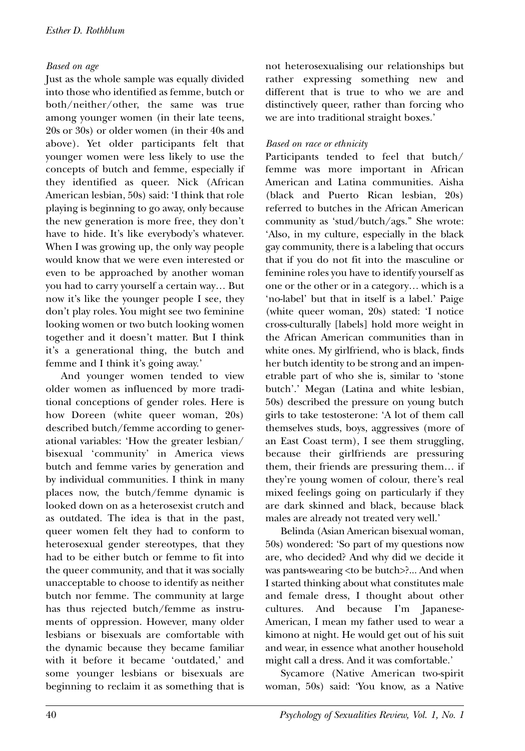*Based on age*

Just as the whole sample was equally divided into those who identified as femme, butch or both/neither/other, the same was true among younger women (in their late teens, 20s or 30s) or older women (in their 40s and above). Yet older participants felt that younger women were less likely to use the concepts of butch and femme, especially if they identified as queer. Nick (African American lesbian, 50s) said: 'I think that role playing is beginning to go away, only because the new generation is more free, they don't have to hide. It's like everybody's whatever. When I was growing up, the only way people would know that we were even interested or even to be approached by another woman you had to carry yourself a certain way… But now it's like the younger people I see, they don't play roles. You might see two feminine looking women or two butch looking women together and it doesn't matter. But I think it's a generational thing, the butch and femme and I think it's going away.'

And younger women tended to view older women as influenced by more traditional conceptions of gender roles. Here is how Doreen (white queer woman, 20s) described butch/femme according to generational variables: 'How the greater lesbian/bisexual 'community' in America views butch and femme varies by generation and by individual communities. I think in many places now, the butch/femme dynamic is looked down on as a heterosexist crutch and as outdated. The idea is that in the past, queer women felt they had to conform to heterosexual gender stereotypes, that they had to be either butch or femme to fit into the queer community, and that it was socially unacceptable to choose to identify as neither butch nor femme. The community at large has thus rejected butch/femme as instruments of oppression. However, many older lesbians or bisexuals are comfortable with the dynamic because they became familiar with it before it became 'outdated,' and some younger lesbians or bisexuals are beginning to reclaim it as something that is not heterosexualising our relationships but rather expressing something new and different that is true to who we are and distinctively queer, rather than forcing who we are into traditional straight boxes.'

*Based on race or ethnicity*

Participants tended to feel that butch/femme was more important in African American and Latina communities. Aisha (black and Puerto Rican lesbian, 20s) referred to butches in the African American community as 'stud/butch/ags." She wrote: 'Also, in my culture, especially in the black gay community, there is a labeling that occurs that if you do not fit into the masculine or feminine roles you have to identify yourself as one or the other or in a category… which is a 'no-label' but that in itself is a label.' Paige (white queer woman, 20s) stated: 'I notice cross-culturally [labels] hold more weight in the African American communities than in white ones. My girlfriend, who is black, finds her butch identity to be strong and an impenetrable part of who she is, similar to 'stone butch'.' Megan (Latina and white lesbian, 50s) described the pressure on young butch girls to take testosterone: 'A lot of them call themselves studs, boys, aggressives (more of an East Coast term), I see them struggling, because their girlfriends are pressuring them, their friends are pressuring them… if they're young women of colour, there's real mixed feelings going on particularly if they are dark skinned and black, because black males are already not treated very well.'

Belinda (Asian American bisexual woman, 50s) wondered: 'So part of my questions now are, who decided? And why did we decide it was pants-wearing <to be butch>?... And when I started thinking about what constitutes male and female dress, I thought about other cultures. And because I'm Japanese-American, I mean my father used to wear a kimono at night. He would get out of his suit and wear, in essence what another household might call a dress. And it was comfortable.'

Sycamore (Native American two-spirit woman, 50s) said: 'You know, as a Native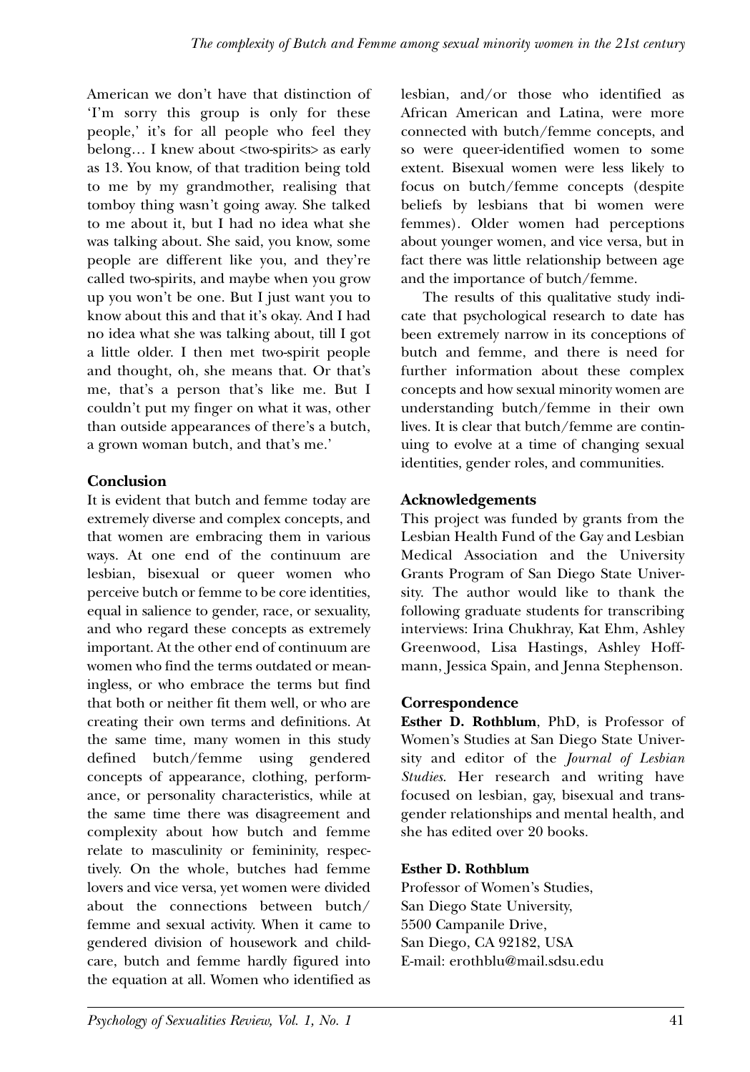American we don't have that distinction of 'I'm sorry this group is only for these people,' it's for all people who feel they belong… I knew about <two-spirits> as early as 13. You know, of that tradition being told to me by my grandmother, realising that tomboy thing wasn't going away. She talked to me about it, but I had no idea what she was talking about. She said, you know, some people are different like you, and they're called two-spirits, and maybe when you grow up you won't be one. But I just want you to know about this and that it's okay. And I had no idea what she was talking about, till I got a little older. I then met two-spirit people and thought, oh, she means that. Or that's me, that's a person that's like me. But I couldn't put my finger on what it was, other than outside appearances of there's a butch, a grown woman butch, and that's me.'

### Conclusion

It is evident that butch and femme today are extremely diverse and complex concepts, and that women are embracing them in various ways. At one end of the continuum are lesbian, bisexual or queer women who perceive butch or femme to be core identities, equal in salience to gender, race, or sexuality, and who regard these concepts as extremely important. At the other end of continuum are women who find the terms outdated or meaningless, or who embrace the terms but find that both or neither fit them well, or who are creating their own terms and definitions. At the same time, many women in this study defined butch/femme using gendered concepts of appearance, clothing, performance, or personality characteristics, while at the same time there was disagreement and complexity about how butch and femme relate to masculinity or femininity, respectively. On the whole, butches had femme lovers and vice versa, yet women were divided about the connections between butch/femme and sexual activity. When it came to gendered division of housework and childcare, butch and femme hardly figured into the equation at all. Women who identified as lesbian, and/or those who identified as African American and Latina, were more connected with butch/femme concepts, and so were queer-identified women to some extent. Bisexual women were less likely to focus on butch/femme concepts (despite beliefs by lesbians that bi women were femmes). Older women had perceptions about younger women, and vice versa, but in fact there was little relationship between age and the importance of butch/femme.

The results of this qualitative study indicate that psychological research to date has been extremely narrow in its conceptions of butch and femme, and there is need for further information about these complex concepts and how sexual minority women are understanding butch/femme in their own lives. It is clear that butch/femme are continuing to evolve at a time of changing sexual identities, gender roles, and communities.

### Acknowledgements

This project was funded by grants from the Lesbian Health Fund of the Gay and Lesbian Medical Association and the University Grants Program of San Diego State University. The author would like to thank the following graduate students for transcribing interviews: Irina Chukhray, Kat Ehm, Ashley Greenwood, Lisa Hastings, Ashley Hoffmann, Jessica Spain, and Jenna Stephenson.

### Correspondence

**Esther D. Rothblum**, PhD, is Professor of Women's Studies at San Diego State University and editor of the *Journal of Lesbian Studies*. Her research and writing have focused on lesbian, gay, bisexual and transgender relationships and mental health, and she has edited over 20 books.

**Esther D. Rothblum**
Professor of Women's Studies,
San Diego State University,
5500 Campanile Drive,
San Diego, CA 92182, USA
E-mail: erothblu@mail.sdsu.edu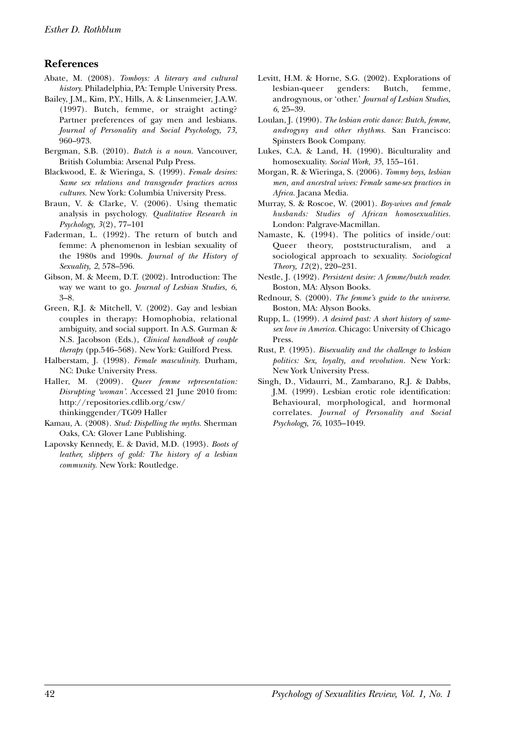## References

Abate, M. (2008). *Tomboys: A literary and cultural history.* Philadelphia, PA: Temple University Press.

Bailey, J.M,, Kim, P.Y., Hills, A. & Linsenmeier, J.A.W. (1997). Butch, femme, or straight acting? Partner preferences of gay men and lesbians. *Journal of Personality and Social Psychology, 73*, 960–973.

Bergman, S.B. (2010). *Butch is a noun.* Vancouver, British Columbia: Arsenal Pulp Press.

Blackwood, E. & Wieringa, S. (1999). *Female desires: Same sex relations and transgender practices across cultures.* New York: Columbia University Press.

Braun, V. & Clarke, V. (2006). Using thematic analysis in psychology. *Qualitative Research in Psychology, 3*(2), 77–101

Faderman, L. (1992). The return of butch and femme: A phenomenon in lesbian sexuality of the 1980s and 1990s. *Journal of the History of Sexuality, 2*, 578–596.

Gibson, M. & Meem, D.T. (2002). Introduction: The way we want to go. *Journal of Lesbian Studies, 6*, 3–8.

Green, R.J. & Mitchell, V. (2002). Gay and lesbian couples in therapy: Homophobia, relational ambiguity, and social support. In A.S. Gurman & N.S. Jacobson (Eds.), *Clinical handbook of couple therapy* (pp.546–568). New York: Guilford Press.

Halberstam, J. (1998). *Female masculinity.* Durham, NC: Duke University Press.

Haller, M. (2009). *Queer femme representation: Disrupting 'woman'.* Accessed 21 June 2010 from: http://repositories.cdlib.org/csw/thinkinggender/TG09 Haller

Kamau, A. (2008). *Stud: Dispelling the myths.* Sherman Oaks, CA: Glover Lane Publishing.

Lapovsky Kennedy, E. & David, M.D. (1993). *Boots of leather, slippers of gold: The history of a lesbian community.* New York: Routledge.

Levitt, H.M. & Horne, S.G. (2002). Explorations of lesbian-queer genders: Butch, femme, androgynous, or 'other.' *Journal of Lesbian Studies, 6*, 25–39.

Loulan, J. (1990). *The lesbian erotic dance: Butch, femme, androgyny and other rhythms.* San Francisco: Spinsters Book Company.

Lukes, C.A. & Land, H. (1990). Biculturality and homosexuality. *Social Work, 35*, 155–161.

Morgan, R. & Wieringa, S. (2006). *Tommy boys, lesbian men, and ancestral wives: Female same-sex practices in Africa.* Jacana Media.

Murray, S. & Roscoe, W. (2001). *Boy-wives and female husbands: Studies of African homosexualities.* London: Palgrave-Macmillan.

Namaste, K. (1994). The politics of inside/out: Queer theory, poststructuralism, and a sociological approach to sexuality. *Sociological Theory, 12*(2), 220–231.

Nestle, J. (1992). *Persistent desire: A femme/butch reader.* Boston, MA: Alyson Books.

Rednour, S. (2000). *The femme's guide to the universe.* Boston, MA: Alyson Books.

Rupp, L. (1999). *A desired past: A short history of same-sex love in America.* Chicago: University of Chicago Press.

Rust, P. (1995). *Bisexuality and the challenge to lesbian politics: Sex, loyalty, and revolution.* New York: New York University Press.

Singh, D., Vidaurri, M., Zambarano, R.J. & Dabbs, J.M. (1999). Lesbian erotic role identification: Behavioural, morphological, and hormonal correlates. *Journal of Personality and Social Psychology, 76*, 1035–1049.